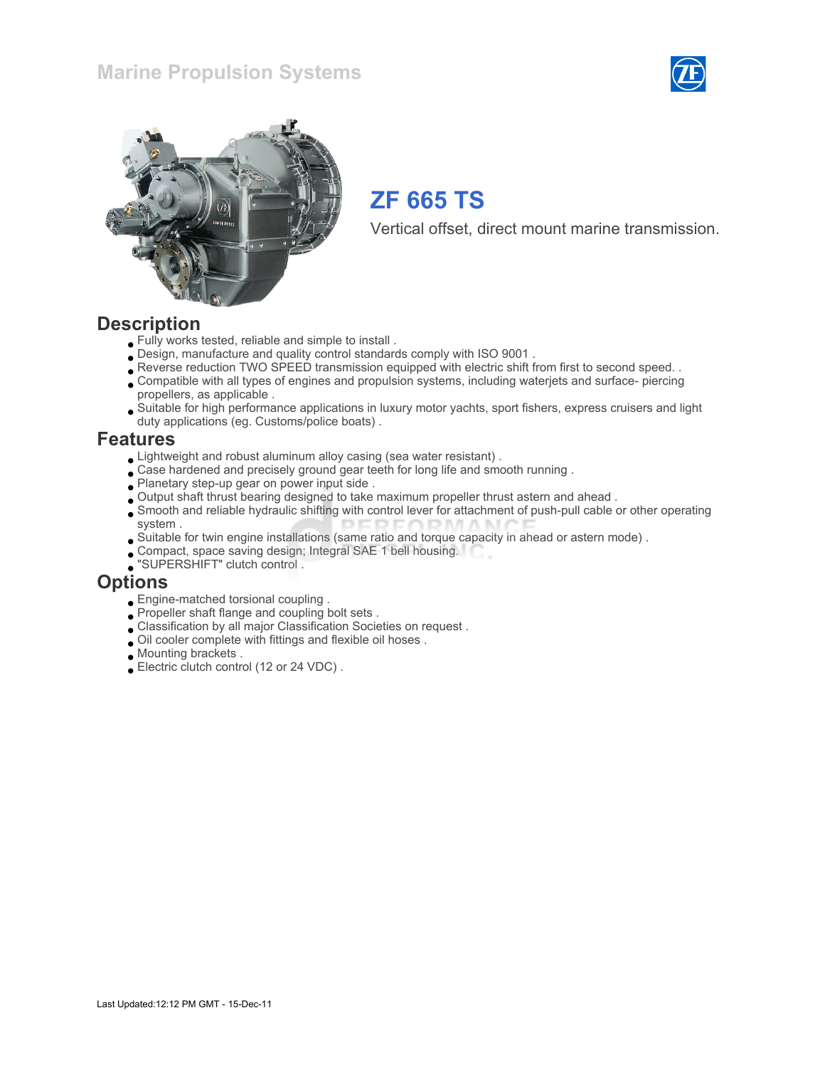Marine Propulsion Systems

# ZF 665 TS

Vertical offset, direct mount marine transmission.

## Description

- Fully works tested, reliable and simple to install .
- Design, manufacture and quality control standards comply with ISO 9001 .
- Reverse reduction TWO SPEED transmission equipped with electric shift from first to second speed. .
- Compatible with all types of engines and propulsion systems, including waterjets and surface- piercing propellers, as applicable .
- Suitable for high performance applications in luxury motor yachts, sport fishers, express cruisers and light duty applications (eg. Customs/police boats) .

## Features

- Lightweight and robust aluminum alloy casing (sea water resistant) .
- Case hardened and precisely ground gear teeth for long life and smooth running .
- Planetary step-up gear on power input side .
- Output shaft thrust bearing designed to take maximum propeller thrust astern and ahead .
- Smooth and reliable hydraulic shifting with control lever for attachment of push-pull cable or other operating system .
- Suitable for twin engine installations (same ratio and torque capacity in ahead or astern mode) .
- Compact, space saving design; Integral SAE 1 bell housing.
- "SUPERSHIFT" clutch control .

## Options

- Engine-matched torsional coupling .
- Propeller shaft flange and coupling bolt sets .
- Classification by all major Classification Societies on request .
- Oil cooler complete with fittings and flexible oil hoses .
- Mounting brackets .
- Electric clutch control (12 or 24 VDC) .

Last Updated:12:12 PM GMT - 15-Dec-11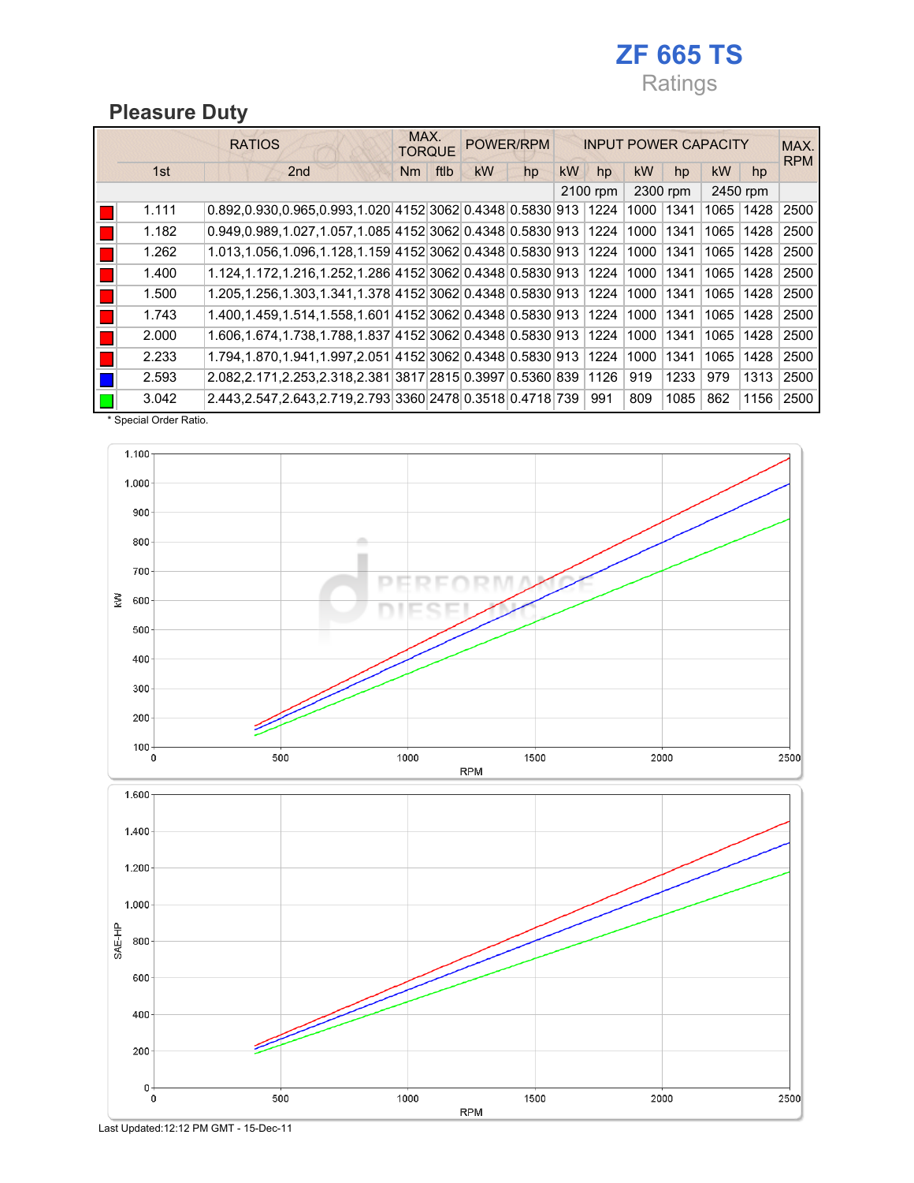# ZF 665 TS

Ratings

## Pleasure Duty

| | RATIOS | | MAX. TORQUE | | POWER/RPM | | INPUT POWER CAPACITY | | | | | | MAX. RPM |
|---|---|---|---|---|---|---|---|---|---|---|---|---|---|
| | 1st | 2nd | Nm | ftlb | kW | hp | kW | hp | kW | hp | kW | hp | |
| | | | | | | | 2100 rpm | | 2300 rpm | | 2450 rpm | | |
| ■ (red) | 1.111 | 0.892,0.930,0.965,0.993,1.020 | 4152 | 3062 | 0.4348 | 0.5830 | 913 | 1224 | 1000 | 1341 | 1065 | 1428 | 2500 |
| ■ (red) | 1.182 | 0.949,0.989,1.027,1.057,1.085 | 4152 | 3062 | 0.4348 | 0.5830 | 913 | 1224 | 1000 | 1341 | 1065 | 1428 | 2500 |
| ■ (red) | 1.262 | 1.013,1.056,1.096,1.128,1.159 | 4152 | 3062 | 0.4348 | 0.5830 | 913 | 1224 | 1000 | 1341 | 1065 | 1428 | 2500 |
| ■ (red) | 1.400 | 1.124,1.172,1.216,1.252,1.286 | 4152 | 3062 | 0.4348 | 0.5830 | 913 | 1224 | 1000 | 1341 | 1065 | 1428 | 2500 |
| ■ (red) | 1.500 | 1.205,1.256,1.303,1.341,1.378 | 4152 | 3062 | 0.4348 | 0.5830 | 913 | 1224 | 1000 | 1341 | 1065 | 1428 | 2500 |
| ■ (red) | 1.743 | 1.400,1.459,1.514,1.558,1.601 | 4152 | 3062 | 0.4348 | 0.5830 | 913 | 1224 | 1000 | 1341 | 1065 | 1428 | 2500 |
| ■ (red) | 2.000 | 1.606,1.674,1.738,1.788,1.837 | 4152 | 3062 | 0.4348 | 0.5830 | 913 | 1224 | 1000 | 1341 | 1065 | 1428 | 2500 |
| ■ (red) | 2.233 | 1.794,1.870,1.941,1.997,2.051 | 4152 | 3062 | 0.4348 | 0.5830 | 913 | 1224 | 1000 | 1341 | 1065 | 1428 | 2500 |
| ■ (blue) | 2.593 | 2.082,2.171,2.253,2.318,2.381 | 3817 | 2815 | 0.3997 | 0.5360 | 839 | 1126 | 919 | 1233 | 979 | 1313 | 2500 |
| ■ (green) | 3.042 | 2.443,2.547,2.643,2.719,2.793 | 3360 | 2478 | 0.3518 | 0.4718 | 739 | 991 | 809 | 1085 | 862 | 1156 | 2500 |

* Special Order Ratio.

Last Updated:12:12 PM GMT - 15-Dec-11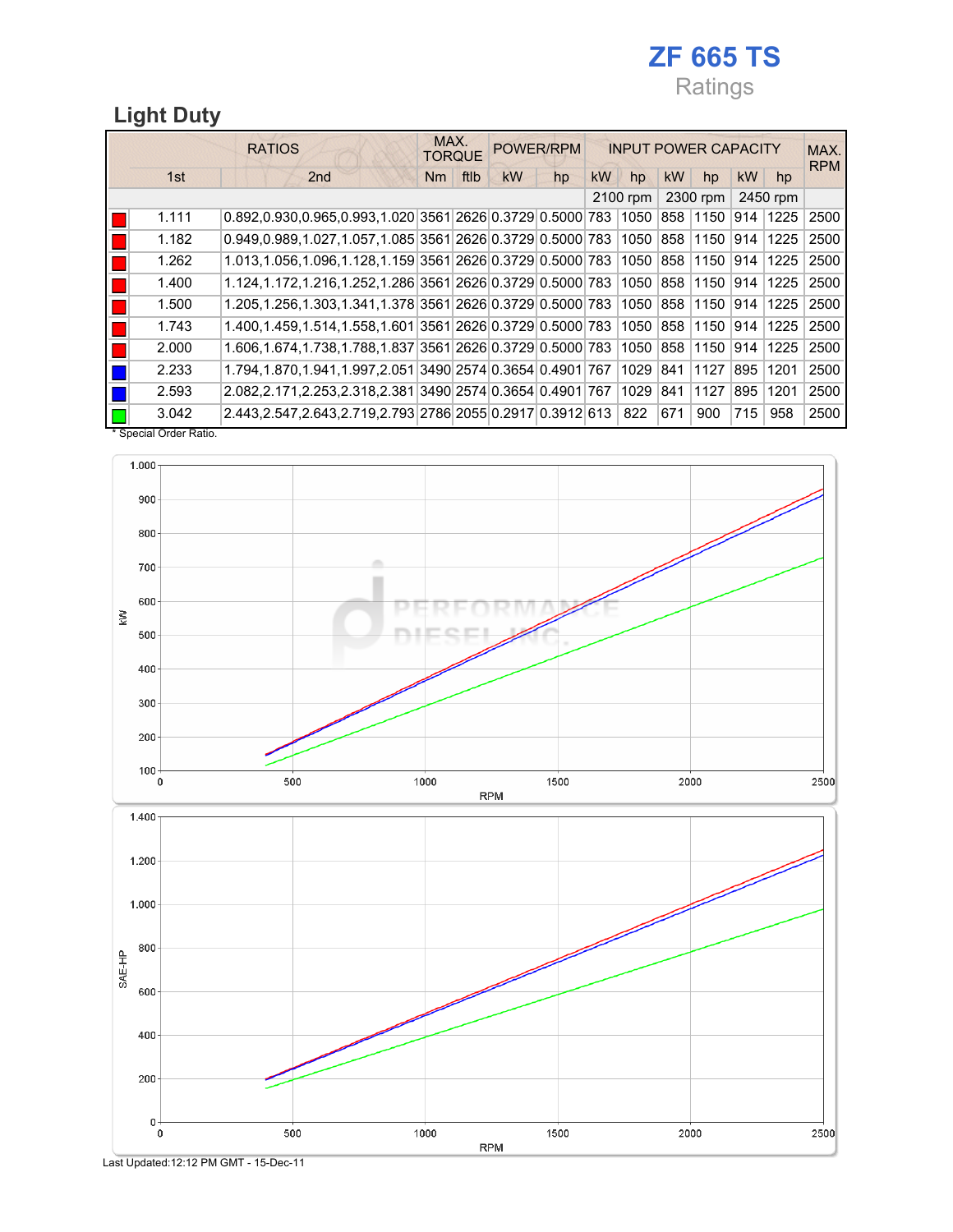# ZF 665 TS

Ratings

## Light Duty

| RATIOS | | MAX. TORQUE | | POWER/RPM | | INPUT POWER CAPACITY | | | | | | MAX. RPM |
|---|---|---|---|---|---|---|---|---|---|---|---|---|
| 1st | 2nd | Nm | ftlb | kW | hp | kW | hp | kW | hp | kW | hp | |
| | | | | | | 2100 rpm | | 2300 rpm | | 2450 rpm | | |
| 1.111 | 0.892,0.930,0.965,0.993,1.020 | 3561 | 2626 | 0.3729 | 0.5000 | 783 | 1050 | 858 | 1150 | 914 | 1225 | 2500 |
| 1.182 | 0.949,0.989,1.027,1.057,1.085 | 3561 | 2626 | 0.3729 | 0.5000 | 783 | 1050 | 858 | 1150 | 914 | 1225 | 2500 |
| 1.262 | 1.013,1.056,1.096,1.128,1.159 | 3561 | 2626 | 0.3729 | 0.5000 | 783 | 1050 | 858 | 1150 | 914 | 1225 | 2500 |
| 1.400 | 1.124,1.172,1.216,1.252,1.286 | 3561 | 2626 | 0.3729 | 0.5000 | 783 | 1050 | 858 | 1150 | 914 | 1225 | 2500 |
| 1.500 | 1.205,1.256,1.303,1.341,1.378 | 3561 | 2626 | 0.3729 | 0.5000 | 783 | 1050 | 858 | 1150 | 914 | 1225 | 2500 |
| 1.743 | 1.400,1.459,1.514,1.558,1.601 | 3561 | 2626 | 0.3729 | 0.5000 | 783 | 1050 | 858 | 1150 | 914 | 1225 | 2500 |
| 2.000 | 1.606,1.674,1.738,1.788,1.837 | 3561 | 2626 | 0.3729 | 0.5000 | 783 | 1050 | 858 | 1150 | 914 | 1225 | 2500 |
| 2.233 | 1.794,1.870,1.941,1.997,2.051 | 3490 | 2574 | 0.3654 | 0.4901 | 767 | 1029 | 841 | 1127 | 895 | 1201 | 2500 |
| 2.593 | 2.082,2.171,2.253,2.318,2.381 | 3490 | 2574 | 0.3654 | 0.4901 | 767 | 1029 | 841 | 1127 | 895 | 1201 | 2500 |
| 3.042 | 2.443,2.547,2.643,2.719,2.793 | 2786 | 2055 | 0.2917 | 0.3912 | 613 | 822 | 671 | 900 | 715 | 958 | 2500 |

* Special Order Ratio.

Last Updated:12:12 PM GMT - 15-Dec-11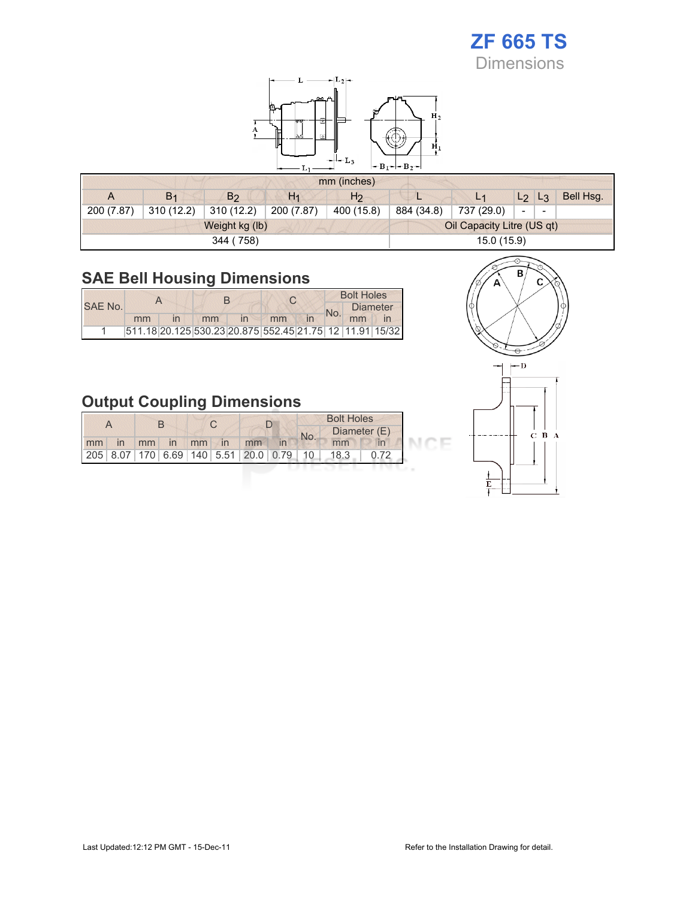# ZF 665 TS

Dimensions

| mm (inches) | | | | | | | | | |
|---|---|---|---|---|---|---|---|---|---|
| A | $B_1$ | $B_2$ | $H_1$ | $H_2$ | L | $L_1$ | $L_2$ | $L_3$ | Bell Hsg. |
| 200 (7.87) | 310 (12.2) | 310 (12.2) | 200 (7.87) | 400 (15.8) | 884 (34.8) | 737 (29.0) | - | - | |
| Weight kg (lb) | | | | | Oil Capacity Litre (US qt) | | | | |
| 344 ( 758) | | | | | 15.0 (15.9) | | | | |

## SAE Bell Housing Dimensions

| SAE No. | A | | B | | C | | Bolt Holes | | |
|---|---|---|---|---|---|---|---|---|---|
| | | | | | | | No. | Diameter | |
| | mm | in | mm | in | mm | in | | mm | in |
| 1 | 511.18 | 20.125 | 530.23 | 20.875 | 552.45 | 21.75 | 12 | 11.91 | 15/32 |

## Output Coupling Dimensions

| A | | B | | C | | D | | Bolt Holes | | |
|---|---|---|---|---|---|---|---|---|---|---|
| | | | | | | | | No. | Diameter (E) | |
| mm | in | mm | in | mm | in | mm | in | | mm | in |
| 205 | 8.07 | 170 | 6.69 | 140 | 5.51 | 20.0 | 0.79 | 10 | 18.3 | 0.72 |

Last Updated:12:12 PM GMT - 15-Dec-11

Refer to the Installation Drawing for detail.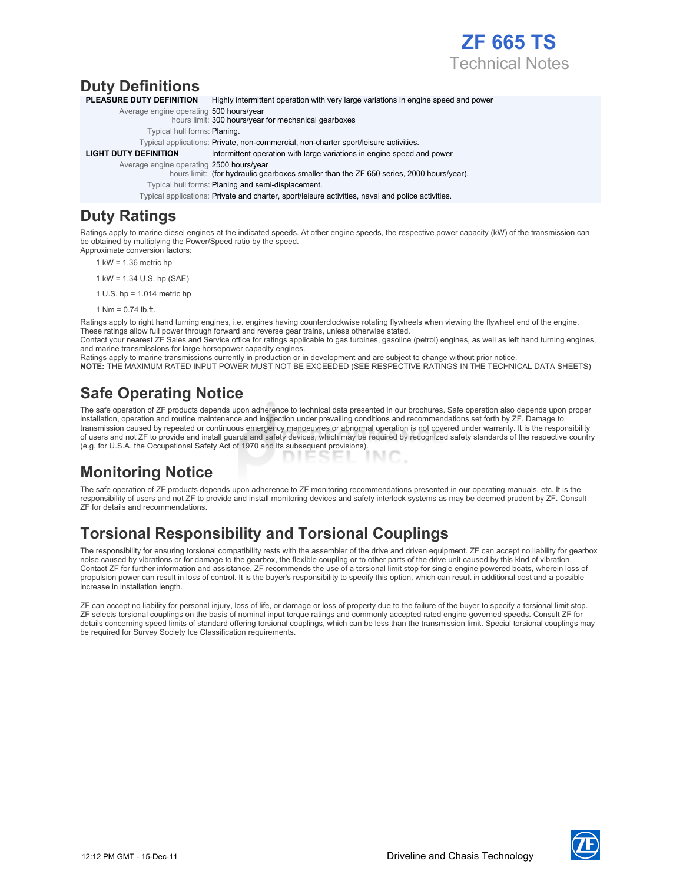# ZF 665 TS

Technical Notes

## Duty Definitions

| | |
|---|---|
| **PLEASURE DUTY DEFINITION** | Highly intermittent operation with very large variations in engine speed and power |
| Average engine operating hours limit: | 500 hours/year<br>300 hours/year for mechanical gearboxes |
| Typical hull forms: | Planing. |
| Typical applications: | Private, non-commercial, non-charter sport/leisure activities. |
| **LIGHT DUTY DEFINITION** | Intermittent operation with large variations in engine speed and power |
| Average engine operating hours limit: | 2500 hours/year<br>(for hydraulic gearboxes smaller than the ZF 650 series, 2000 hours/year). |
| Typical hull forms: | Planing and semi-displacement. |
| Typical applications: | Private and charter, sport/leisure activities, naval and police activities. |

## Duty Ratings

Ratings apply to marine diesel engines at the indicated speeds. At other engine speeds, the respective power capacity (kW) of the transmission can be obtained by multiplying the Power/Speed ratio by the speed.
Approximate conversion factors:

1 kW = 1.36 metric hp

1 kW = 1.34 U.S. hp (SAE)

1 U.S. hp = 1.014 metric hp

1 Nm = 0.74 lb.ft.

Ratings apply to right hand turning engines, i.e. engines having counterclockwise rotating flywheels when viewing the flyweel end of the engine. These ratings allow full power through forward and reverse gear trains, unless otherwise stated.
Contact your nearest ZF Sales and Service office for ratings applicable to gas turbines, gasoline (petrol) engines, as well as left hand turning engines, and marine transmissions for large horsepower capacity engines.
Ratings apply to marine transmissions currently in production or in development and are subject to change without prior notice.
**NOTE:** THE MAXIMUM RATED INPUT POWER MUST NOT BE EXCEEDED (SEE RESPECTIVE RATINGS IN THE TECHNICAL DATA SHEETS)

## Safe Operating Notice

The safe operation of ZF products depends upon adherence to technical data presented in our brochures. Safe operation also depends upon proper installation, operation and routine maintenance and inspection under prevailing conditions and recommendations set forth by ZF. Damage to transmission caused by repeated or continuous emergency manoeuvres or abnormal operation is not covered under warranty. It is the responsibility of users and not ZF to provide and install guards and safety devices, which may be required by recognized safety standards of the respective country (e.g. for U.S.A. the Occupational Safety Act of 1970 and its subsequent provisions).

## Monitoring Notice

The safe operation of ZF products depends upon adherence to ZF monitoring recommendations presented in our operating manuals, etc. It is the responsibility of users and not ZF to provide and install monitoring devices and safety interlock systems as may be deemed prudent by ZF. Consult ZF for details and recommendations.

## Torsional Responsibility and Torsional Couplings

The responsibility for ensuring torsional compatibility rests with the assembler of the drive and driven equipment. ZF can accept no liability for gearbox noise caused by vibrations or for damage to the gearbox, the flexible coupling or to other parts of the drive unit caused by this kind of vibration. Contact ZF for further information and assistance. ZF recommends the use of a torsional limit stop for single engine powered boats, wherein loss of propulsion power can result in loss of control. It is the buyer's responsibility to specify this option, which can result in additional cost and a possible increase in installation length.

ZF can accept no liability for personal injury, loss of life, or damage or loss of property due to the failure of the buyer to specify a torsional limit stop. ZF selects torsional couplings on the basis of nominal input torque ratings and commonly accepted rated engine governed speeds. Consult ZF for details concerning speed limits of standard offering torsional couplings, which can be less than the transmission limit. Special torsional couplings may be required for Survey Society Ice Classification requirements.

12:12 PM GMT - 15-Dec-11

Driveline and Chasis Technology